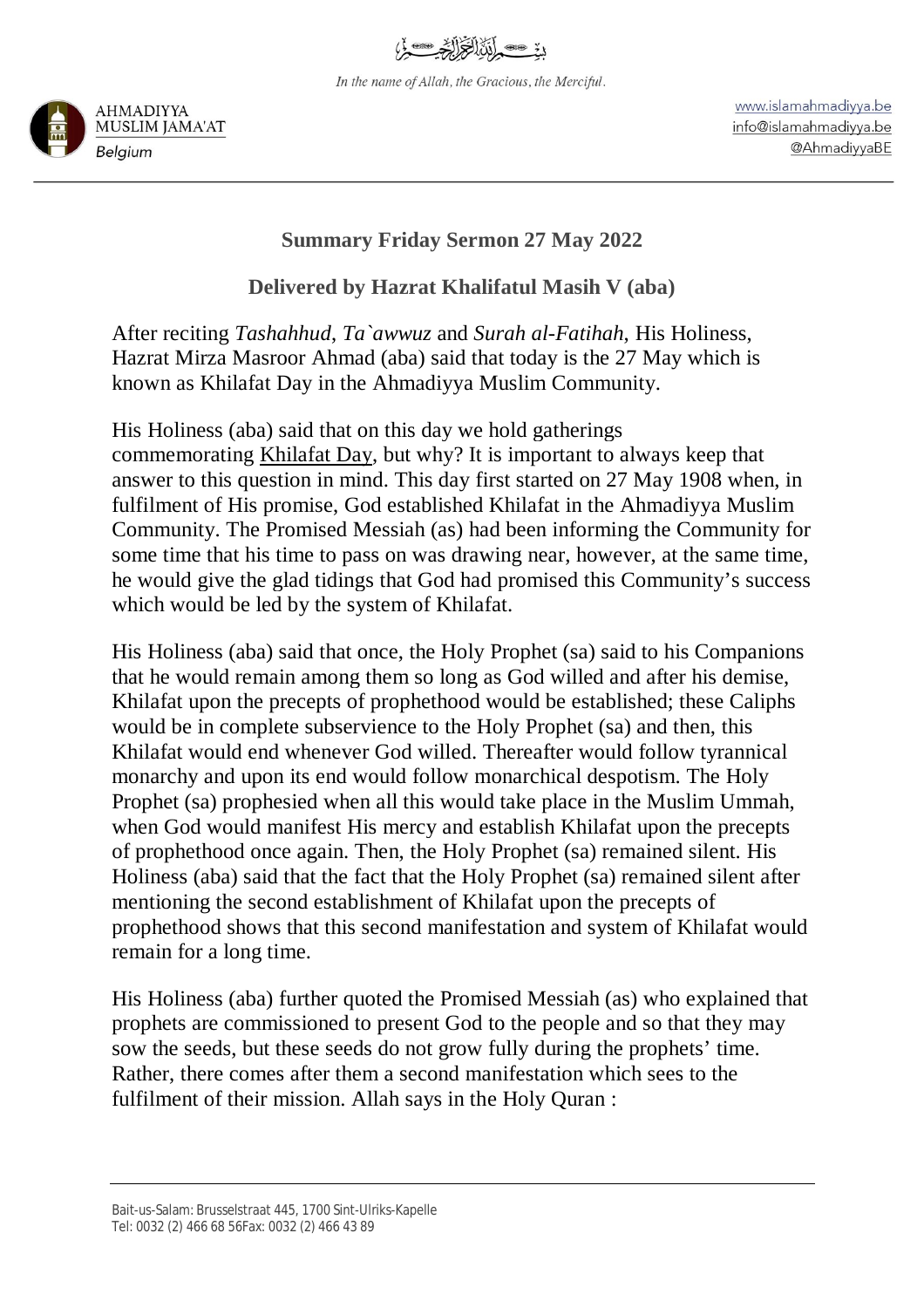بِسۡمِ اللّٰہِ الرَّحۡمٰنِ الرَّحِیۡمِ

*In the name of Allah, the Gracious, the Merciful.*

AHMADIYYA MUSLIM JAMA'AT
*Belgium*

www.islamahmadiyya.be
info@islamahmadiyya.be
@AhmadiyyaBE

## Summary Friday Sermon 27 May 2022

## Delivered by Hazrat Khalifatul Masih V (aba)

After reciting *Tashahhud*, *Ta`awwuz* and *Surah al-Fatihah*, His Holiness, Hazrat Mirza Masroor Ahmad (aba) said that today is the 27 May which is known as Khilafat Day in the Ahmadiyya Muslim Community.

His Holiness (aba) said that on this day we hold gatherings commemorating Khilafat Day, but why? It is important to always keep that answer to this question in mind. This day first started on 27 May 1908 when, in fulfilment of His promise, God established Khilafat in the Ahmadiyya Muslim Community. The Promised Messiah (as) had been informing the Community for some time that his time to pass on was drawing near, however, at the same time, he would give the glad tidings that God had promised this Community's success which would be led by the system of Khilafat.

His Holiness (aba) said that once, the Holy Prophet (sa) said to his Companions that he would remain among them so long as God willed and after his demise, Khilafat upon the precepts of prophethood would be established; these Caliphs would be in complete subservience to the Holy Prophet (sa) and then, this Khilafat would end whenever God willed. Thereafter would follow tyrannical monarchy and upon its end would follow monarchical despotism. The Holy Prophet (sa) prophesied when all this would take place in the Muslim Ummah, when God would manifest His mercy and establish Khilafat upon the precepts of prophethood once again. Then, the Holy Prophet (sa) remained silent. His Holiness (aba) said that the fact that the Holy Prophet (sa) remained silent after mentioning the second establishment of Khilafat upon the precepts of prophethood shows that this second manifestation and system of Khilafat would remain for a long time.

His Holiness (aba) further quoted the Promised Messiah (as) who explained that prophets are commissioned to present God to the people and so that they may sow the seeds, but these seeds do not grow fully during the prophets' time. Rather, there comes after them a second manifestation which sees to the fulfilment of their mission. Allah says in the Holy Quran :

Bait-us-Salam: Brusselstraat 445, 1700 Sint-Ulriks-Kapelle
Tel: 0032 (2) 466 68 56Fax: 0032 (2) 466 43 89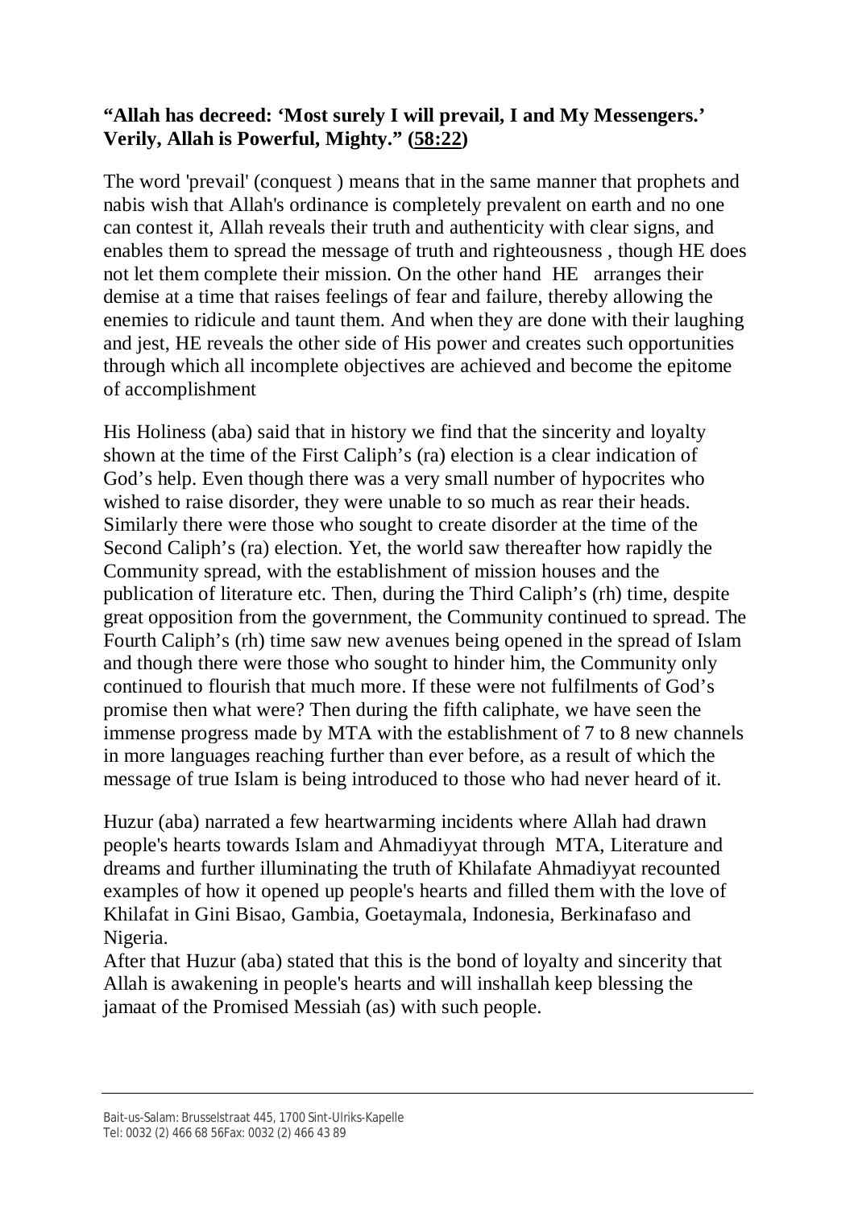**“Allah has decreed: ‘Most surely I will prevail, I and My Messengers.’ Verily, Allah is Powerful, Mighty.” (58:22)**

The word 'prevail' (conquest ) means that in the same manner that prophets and nabis wish that Allah's ordinance is completely prevalent on earth and no one can contest it, Allah reveals their truth and authenticity with clear signs, and enables them to spread the message of truth and righteousness , though HE does not let them complete their mission. On the other hand HE arranges their demise at a time that raises feelings of fear and failure, thereby allowing the enemies to ridicule and taunt them. And when they are done with their laughing and jest, HE reveals the other side of His power and creates such opportunities through which all incomplete objectives are achieved and become the epitome of accomplishment

His Holiness (aba) said that in history we find that the sincerity and loyalty shown at the time of the First Caliph’s (ra) election is a clear indication of God’s help. Even though there was a very small number of hypocrites who wished to raise disorder, they were unable to so much as rear their heads. Similarly there were those who sought to create disorder at the time of the Second Caliph’s (ra) election. Yet, the world saw thereafter how rapidly the Community spread, with the establishment of mission houses and the publication of literature etc. Then, during the Third Caliph’s (rh) time, despite great opposition from the government, the Community continued to spread. The Fourth Caliph’s (rh) time saw new avenues being opened in the spread of Islam and though there were those who sought to hinder him, the Community only continued to flourish that much more. If these were not fulfilments of God’s promise then what were? Then during the fifth caliphate, we have seen the immense progress made by MTA with the establishment of 7 to 8 new channels in more languages reaching further than ever before, as a result of which the message of true Islam is being introduced to those who had never heard of it.

Huzur (aba) narrated a few heartwarming incidents where Allah had drawn people's hearts towards Islam and Ahmadiyyat through MTA, Literature and dreams and further illuminating the truth of Khilafate Ahmadiyyat recounted examples of how it opened up people's hearts and filled them with the love of Khilafat in Gini Bisao, Gambia, Goetaymala, Indonesia, Berkinafaso and Nigeria.

After that Huzur (aba) stated that this is the bond of loyalty and sincerity that Allah is awakening in people's hearts and will inshallah keep blessing the jamaat of the Promised Messiah (as) with such people.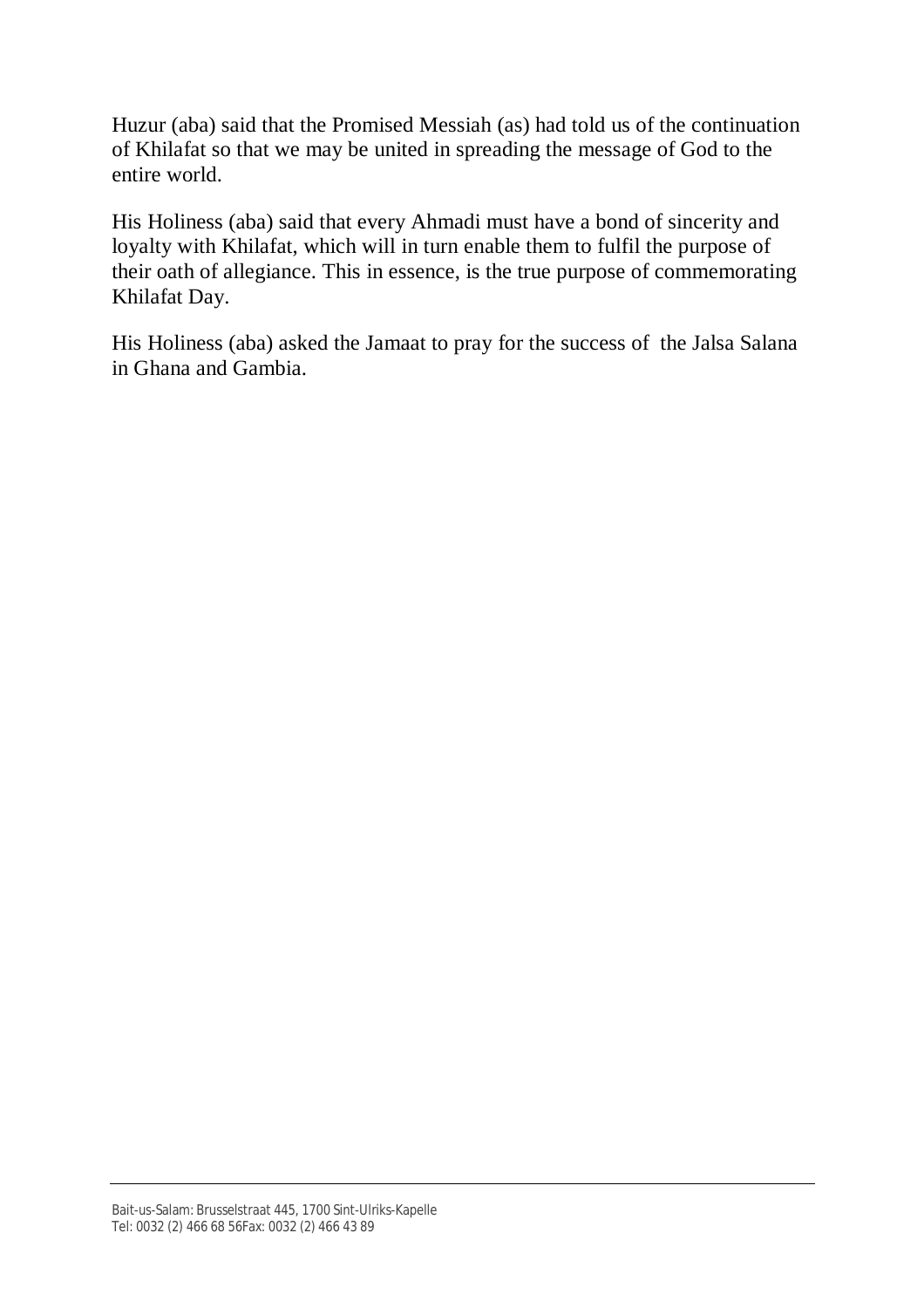Huzur (aba) said that the Promised Messiah (as) had told us of the continuation of Khilafat so that we may be united in spreading the message of God to the entire world.

His Holiness (aba) said that every Ahmadi must have a bond of sincerity and loyalty with Khilafat, which will in turn enable them to fulfil the purpose of their oath of allegiance. This in essence, is the true purpose of commemorating Khilafat Day.

His Holiness (aba) asked the Jamaat to pray for the success of the Jalsa Salana in Ghana and Gambia.